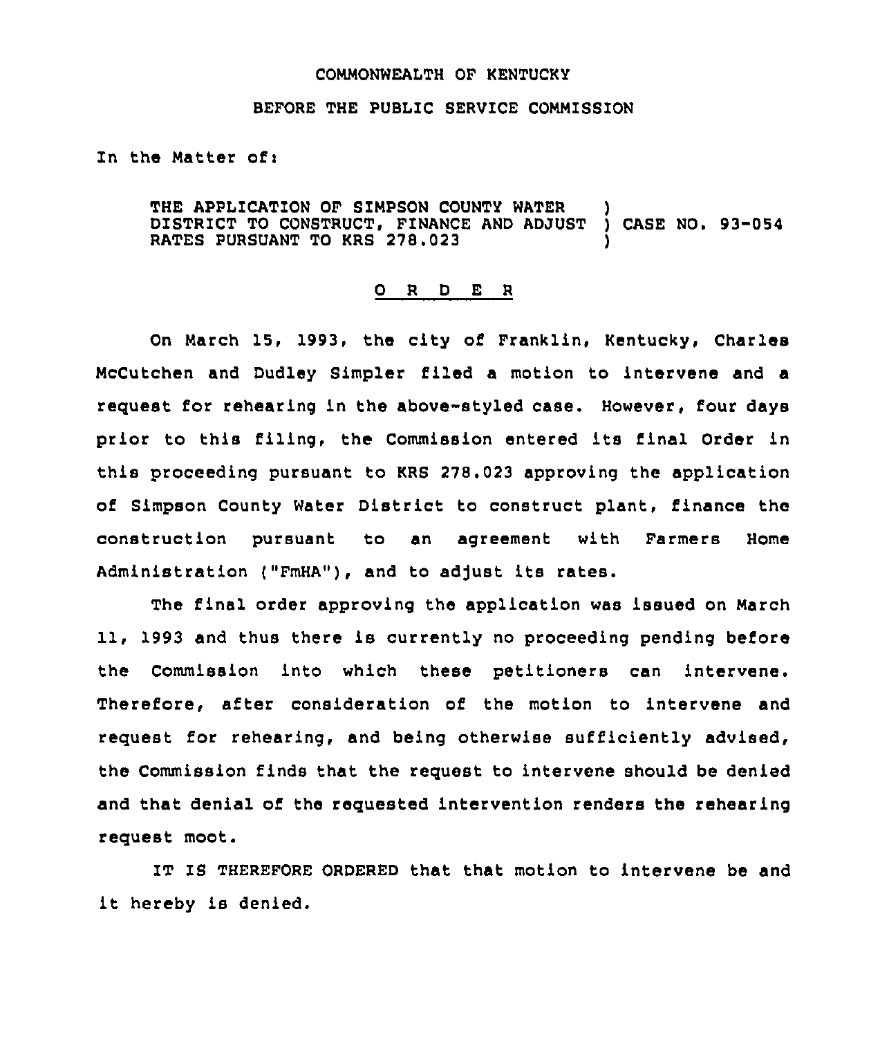COMMONWEALTH OF KENTUCKY

BEFORE THE PUBLIC SERVICE COMMISSION

In the Matter of:

THE APPLICATION OF SIMPSON COUNTY WATER DISTRICT TO CONSTRUCT, FINANCE AND ADJUST RATES PURSUANT TO KRS 278.023 ) CASE NO. 93-054

## O R D E R

On March 15, 1993, the city of Franklin, Kentucky, Charles McCutchen and Dudley Simpler filed a motion to intervene and a request for rehearing in the above-styled case. However, four days prior to this filing, the Commission entered its final Order in this proceeding pursuant to KRS 278.023 approving the application of Simpson County Water District to construct plant, finance the construction pursuant to an agreement with Farmers Home Administration ("FmHA"), and to adjust its rates.

The final order approving the application was issued on March 11, 1993 and thus there is currently no proceeding pending before the Commission into which these petitioners can intervene. Therefore, after consideration of the motion to intervene and request for rehearing, and being otherwise sufficiently advised, the Commission finds that the request to intervene should be denied and that denial of the requested intervention renders the rehearing request moot.

IT IS THEREFORE ORDERED that that motion to intervene be and it hereby is denied.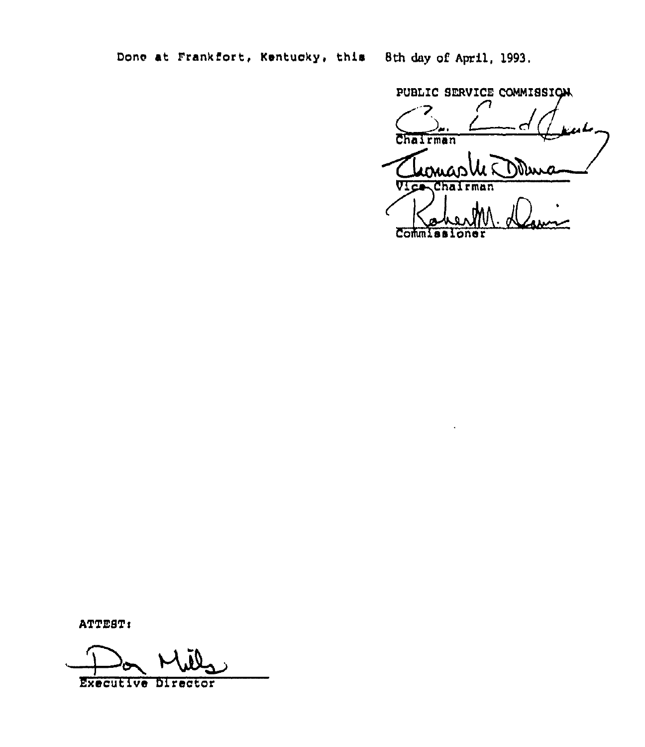Done at Frankfort, Kentucky, this 8th day of April, 1993.

PUBLIC SERVICE COMMISSION

Chairman

Vice Chairman

Commissioner

ATTEST:

Executive Director